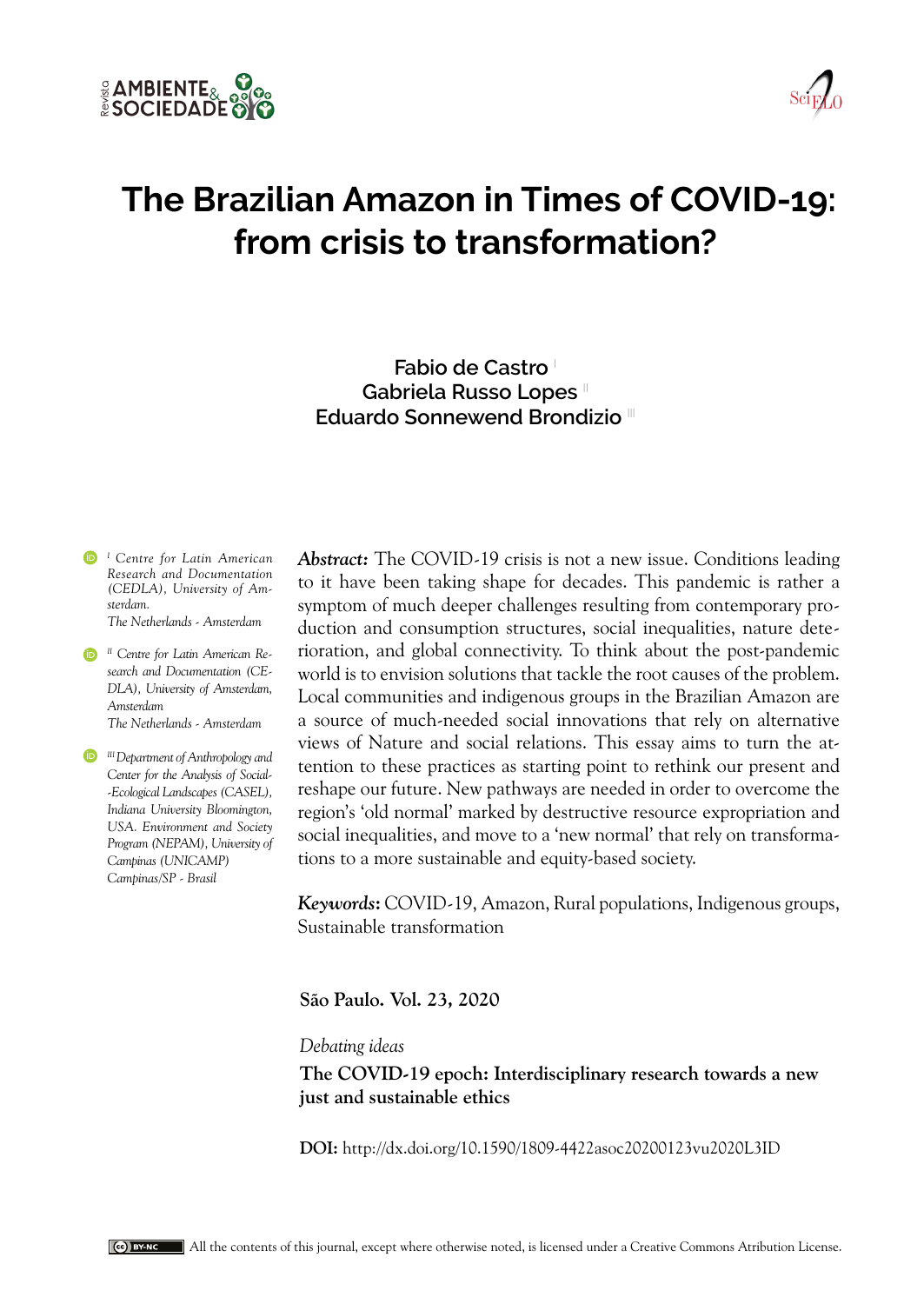# The Brazilian Amazon in Times of COVID-19: from crisis to transformation?

Fabio de Castro [I]
Gabriela Russo Lopes [II]
Eduardo Sonnewend Brondizio [III]

[I] Centre for Latin American Research and Documentation (CEDLA), University of Amsterdam.
The Netherlands - Amsterdam

[II] Centre for Latin American Research and Documentation (CEDLA), University of Amsterdam, Amsterdam
The Netherlands - Amsterdam

[III] Department of Anthropology and Center for the Analysis of Social-Ecological Landscapes (CASEL), Indiana University Bloomington, USA. Environment and Society Program (NEPAM), University of Campinas (UNICAMP)
Campinas/SP - Brasil

***Abstract:*** The COVID-19 crisis is not a new issue. Conditions leading to it have been taking shape for decades. This pandemic is rather a symptom of much deeper challenges resulting from contemporary production and consumption structures, social inequalities, nature deterioration, and global connectivity. To think about the post-pandemic world is to envision solutions that tackle the root causes of the problem. Local communities and indigenous groups in the Brazilian Amazon are a source of much-needed social innovations that rely on alternative views of Nature and social relations. This essay aims to turn the attention to these practices as starting point to rethink our present and reshape our future. New pathways are needed in order to overcome the region's 'old normal' marked by destructive resource expropriation and social inequalities, and move to a 'new normal' that rely on transformations to a more sustainable and equity-based society.

***Keywords:*** COVID-19, Amazon, Rural populations, Indigenous groups, Sustainable transformation

**São Paulo. Vol. 23, 2020**

*Debating ideas*

**The COVID-19 epoch: Interdisciplinary research towards a new just and sustainable ethics**

**DOI:** http://dx.doi.org/10.1590/1809-4422asoc20200123vu2020L3ID

All the contents of this journal, except where otherwise noted, is licensed under a Creative Commons Atribution License.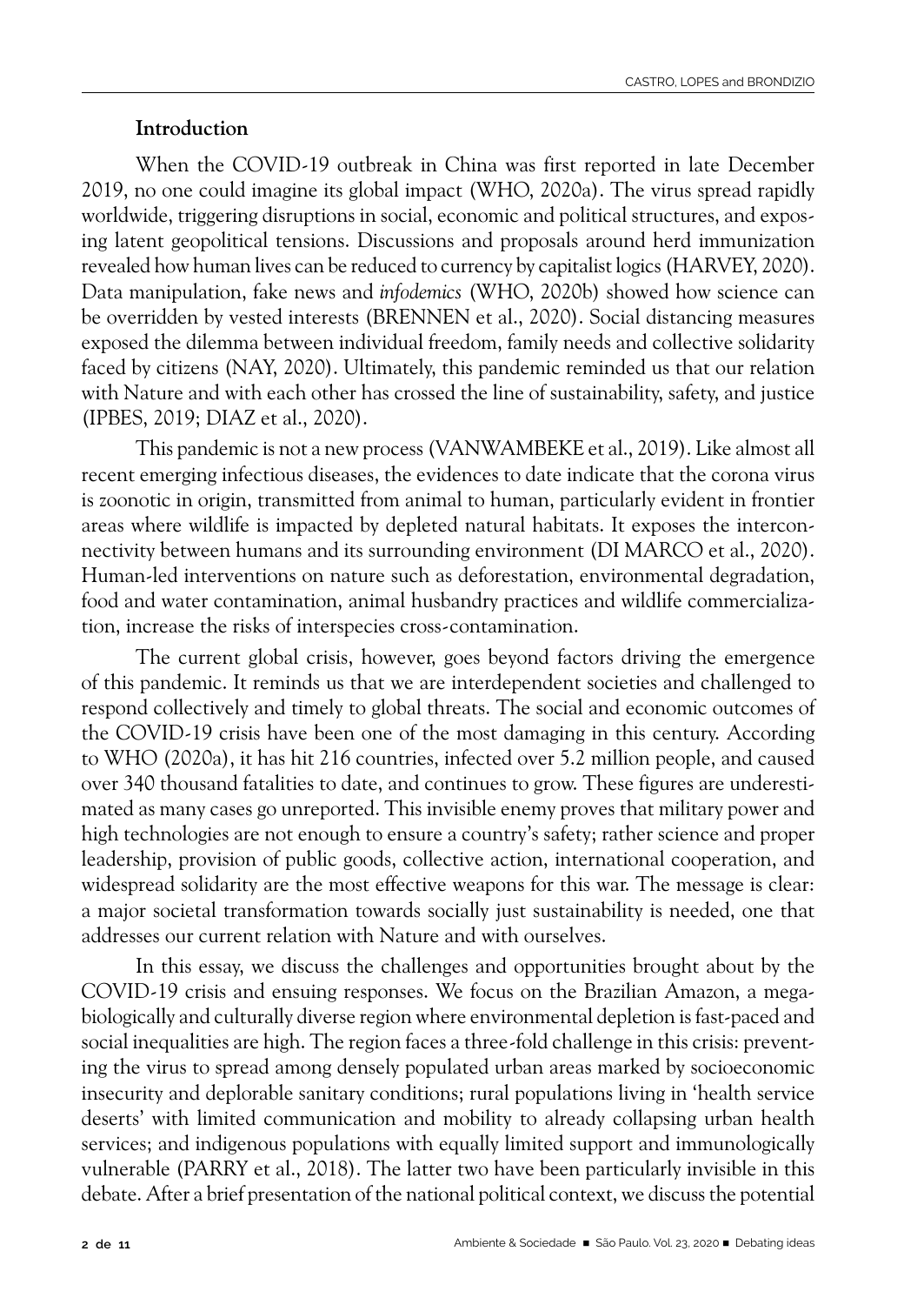## Introduction

When the COVID-19 outbreak in China was first reported in late December 2019, no one could imagine its global impact (WHO, 2020a). The virus spread rapidly worldwide, triggering disruptions in social, economic and political structures, and exposing latent geopolitical tensions. Discussions and proposals around herd immunization revealed how human lives can be reduced to currency by capitalist logics (HARVEY, 2020). Data manipulation, fake news and *infodemics* (WHO, 2020b) showed how science can be overridden by vested interests (BRENNEN et al., 2020). Social distancing measures exposed the dilemma between individual freedom, family needs and collective solidarity faced by citizens (NAY, 2020). Ultimately, this pandemic reminded us that our relation with Nature and with each other has crossed the line of sustainability, safety, and justice (IPBES, 2019; DIAZ et al., 2020).

This pandemic is not a new process (VANWAMBEKE et al., 2019). Like almost all recent emerging infectious diseases, the evidences to date indicate that the corona virus is zoonotic in origin, transmitted from animal to human, particularly evident in frontier areas where wildlife is impacted by depleted natural habitats. It exposes the interconnectivity between humans and its surrounding environment (DI MARCO et al., 2020). Human-led interventions on nature such as deforestation, environmental degradation, food and water contamination, animal husbandry practices and wildlife commercialization, increase the risks of interspecies cross-contamination.

The current global crisis, however, goes beyond factors driving the emergence of this pandemic. It reminds us that we are interdependent societies and challenged to respond collectively and timely to global threats. The social and economic outcomes of the COVID-19 crisis have been one of the most damaging in this century. According to WHO (2020a), it has hit 216 countries, infected over 5.2 million people, and caused over 340 thousand fatalities to date, and continues to grow. These figures are underestimated as many cases go unreported. This invisible enemy proves that military power and high technologies are not enough to ensure a country's safety; rather science and proper leadership, provision of public goods, collective action, international cooperation, and widespread solidarity are the most effective weapons for this war. The message is clear: a major societal transformation towards socially just sustainability is needed, one that addresses our current relation with Nature and with ourselves.

In this essay, we discuss the challenges and opportunities brought about by the COVID-19 crisis and ensuing responses. We focus on the Brazilian Amazon, a mega-biologically and culturally diverse region where environmental depletion is fast-paced and social inequalities are high. The region faces a three-fold challenge in this crisis: preventing the virus to spread among densely populated urban areas marked by socioeconomic insecurity and deplorable sanitary conditions; rural populations living in 'health service deserts' with limited communication and mobility to already collapsing urban health services; and indigenous populations with equally limited support and immunologically vulnerable (PARRY et al., 2018). The latter two have been particularly invisible in this debate. After a brief presentation of the national political context, we discuss the potential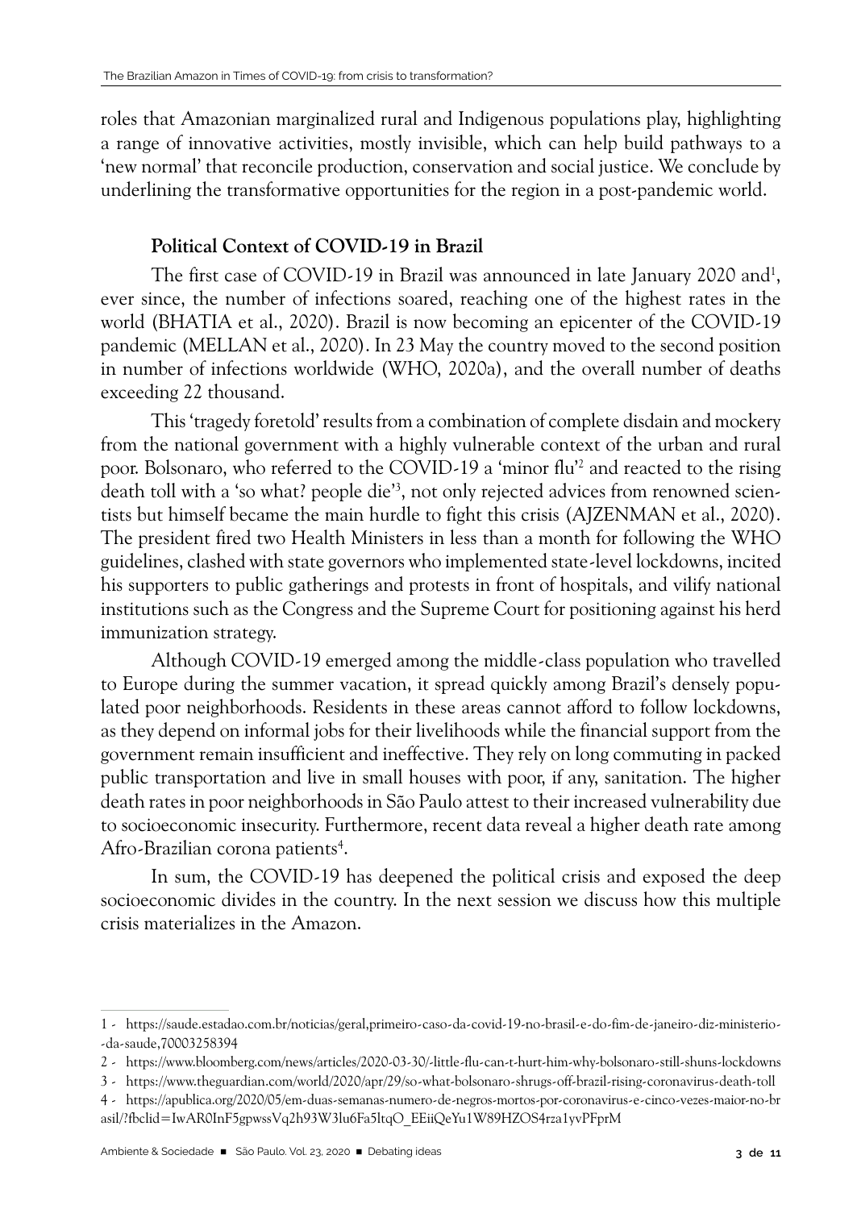roles that Amazonian marginalized rural and Indigenous populations play, highlighting a range of innovative activities, mostly invisible, which can help build pathways to a 'new normal' that reconcile production, conservation and social justice. We conclude by underlining the transformative opportunities for the region in a post-pandemic world.

## Political Context of COVID-19 in Brazil

The first case of COVID-19 in Brazil was announced in late January 2020 and[1], ever since, the number of infections soared, reaching one of the highest rates in the world (BHATIA et al., 2020). Brazil is now becoming an epicenter of the COVID-19 pandemic (MELLAN et al., 2020). In 23 May the country moved to the second position in number of infections worldwide (WHO, 2020a), and the overall number of deaths exceeding 22 thousand.

This 'tragedy foretold' results from a combination of complete disdain and mockery from the national government with a highly vulnerable context of the urban and rural poor. Bolsonaro, who referred to the COVID-19 a 'minor flu'[2] and reacted to the rising death toll with a 'so what? people die'[3], not only rejected advices from renowned scientists but himself became the main hurdle to fight this crisis (AJZENMAN et al., 2020). The president fired two Health Ministers in less than a month for following the WHO guidelines, clashed with state governors who implemented state-level lockdowns, incited his supporters to public gatherings and protests in front of hospitals, and vilify national institutions such as the Congress and the Supreme Court for positioning against his herd immunization strategy.

Although COVID-19 emerged among the middle-class population who travelled to Europe during the summer vacation, it spread quickly among Brazil's densely populated poor neighborhoods. Residents in these areas cannot afford to follow lockdowns, as they depend on informal jobs for their livelihoods while the financial support from the government remain insufficient and ineffective. They rely on long commuting in packed public transportation and live in small houses with poor, if any, sanitation. The higher death rates in poor neighborhoods in São Paulo attest to their increased vulnerability due to socioeconomic insecurity. Furthermore, recent data reveal a higher death rate among Afro-Brazilian corona patients[4].

In sum, the COVID-19 has deepened the political crisis and exposed the deep socioeconomic divides in the country. In the next session we discuss how this multiple crisis materializes in the Amazon.

---

1 - https://saude.estadao.com.br/noticias/geral,primeiro-caso-da-covid-19-no-brasil-e-do-fim-de-janeiro-diz-ministerio-da-saude,70003258394

2 - https://www.bloomberg.com/news/articles/2020-03-30/-little-flu-can-t-hurt-him-why-bolsonaro-still-shuns-lockdowns

3 - https://www.theguardian.com/world/2020/apr/29/so-what-bolsonaro-shrugs-off-brazil-rising-coronavirus-death-toll

4 - https://apublica.org/2020/05/em-duas-semanas-numero-de-negros-mortos-por-coronavirus-e-cinco-vezes-maior-no-brasil/?fbclid=IwAR0InF5gpwssVq2h93W3lu6Fa5ltqO_EEiiQeYu1W89HZOS4rza1yvPFprM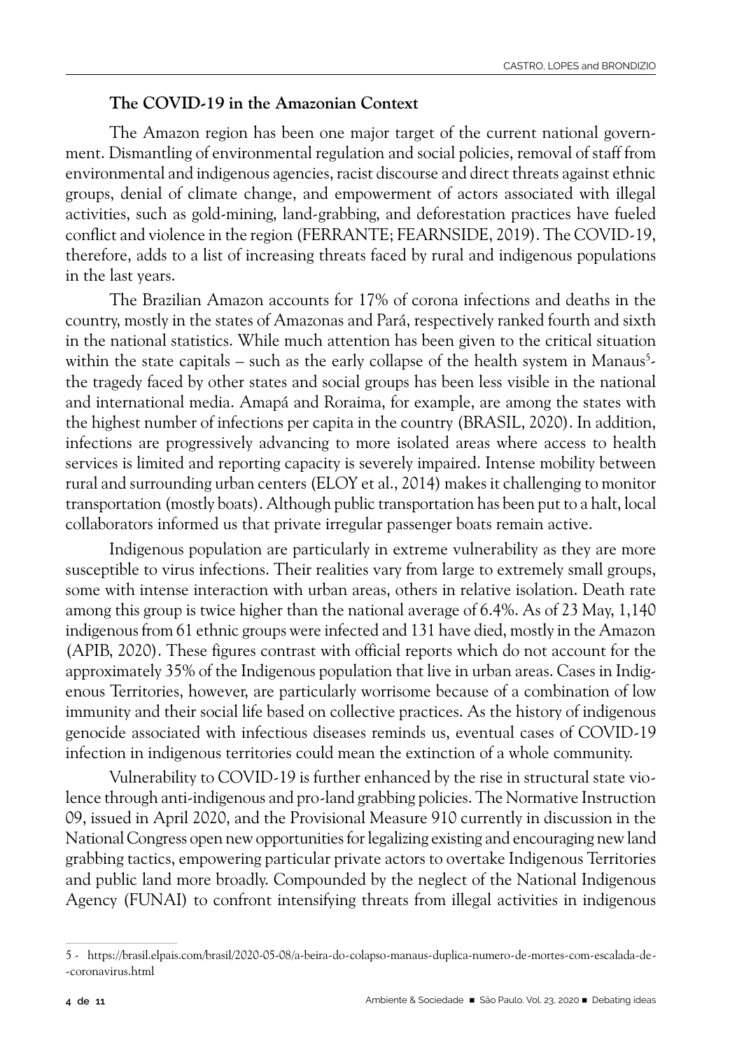## The COVID-19 in the Amazonian Context

The Amazon region has been one major target of the current national government. Dismantling of environmental regulation and social policies, removal of staff from environmental and indigenous agencies, racist discourse and direct threats against ethnic groups, denial of climate change, and empowerment of actors associated with illegal activities, such as gold-mining, land-grabbing, and deforestation practices have fueled conflict and violence in the region (FERRANTE; FEARNSIDE, 2019). The COVID-19, therefore, adds to a list of increasing threats faced by rural and indigenous populations in the last years.

The Brazilian Amazon accounts for 17% of corona infections and deaths in the country, mostly in the states of Amazonas and Pará, respectively ranked fourth and sixth in the national statistics. While much attention has been given to the critical situation within the state capitals – such as the early collapse of the health system in Manaus[5]- the tragedy faced by other states and social groups has been less visible in the national and international media. Amapá and Roraima, for example, are among the states with the highest number of infections per capita in the country (BRASIL, 2020). In addition, infections are progressively advancing to more isolated areas where access to health services is limited and reporting capacity is severely impaired. Intense mobility between rural and surrounding urban centers (ELOY et al., 2014) makes it challenging to monitor transportation (mostly boats). Although public transportation has been put to a halt, local collaborators informed us that private irregular passenger boats remain active.

Indigenous population are particularly in extreme vulnerability as they are more susceptible to virus infections. Their realities vary from large to extremely small groups, some with intense interaction with urban areas, others in relative isolation. Death rate among this group is twice higher than the national average of 6.4%. As of 23 May, 1,140 indigenous from 61 ethnic groups were infected and 131 have died, mostly in the Amazon (APIB, 2020). These figures contrast with official reports which do not account for the approximately 35% of the Indigenous population that live in urban areas. Cases in Indigenous Territories, however, are particularly worrisome because of a combination of low immunity and their social life based on collective practices. As the history of indigenous genocide associated with infectious diseases reminds us, eventual cases of COVID-19 infection in indigenous territories could mean the extinction of a whole community.

Vulnerability to COVID-19 is further enhanced by the rise in structural state violence through anti-indigenous and pro-land grabbing policies. The Normative Instruction 09, issued in April 2020, and the Provisional Measure 910 currently in discussion in the National Congress open new opportunities for legalizing existing and encouraging new land grabbing tactics, empowering particular private actors to overtake Indigenous Territories and public land more broadly. Compounded by the neglect of the National Indigenous Agency (FUNAI) to confront intensifying threats from illegal activities in indigenous

---

5 - https://brasil.elpais.com/brasil/2020-05-08/a-beira-do-colapso-manaus-duplica-numero-de-mortes-com-escalada-de--coronavirus.html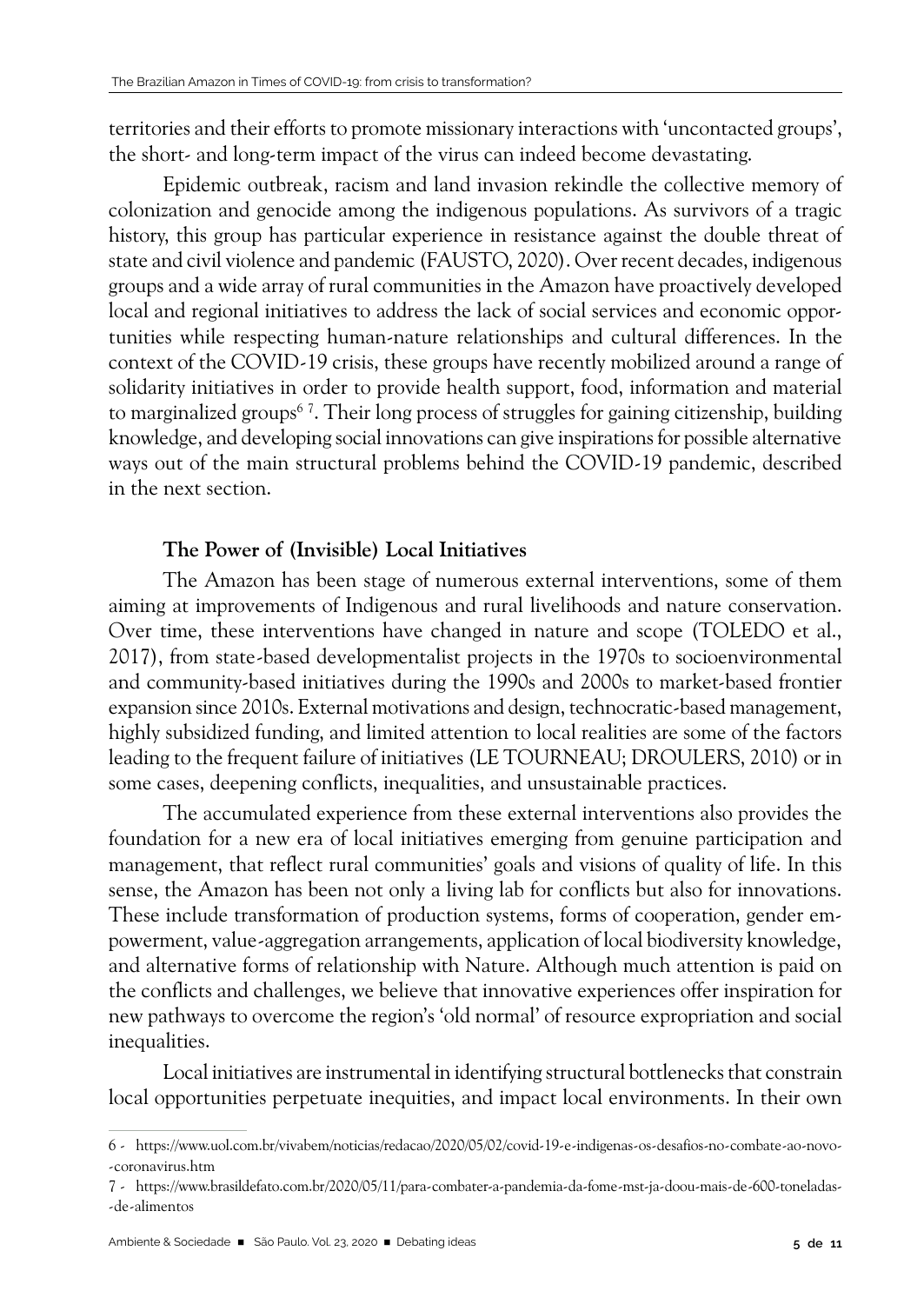territories and their efforts to promote missionary interactions with 'uncontacted groups', the short- and long-term impact of the virus can indeed become devastating.

Epidemic outbreak, racism and land invasion rekindle the collective memory of colonization and genocide among the indigenous populations. As survivors of a tragic history, this group has particular experience in resistance against the double threat of state and civil violence and pandemic (FAUSTO, 2020). Over recent decades, indigenous groups and a wide array of rural communities in the Amazon have proactively developed local and regional initiatives to address the lack of social services and economic opportunities while respecting human-nature relationships and cultural differences. In the context of the COVID-19 crisis, these groups have recently mobilized around a range of solidarity initiatives in order to provide health support, food, information and material to marginalized groups[6] [7]. Their long process of struggles for gaining citizenship, building knowledge, and developing social innovations can give inspirations for possible alternative ways out of the main structural problems behind the COVID-19 pandemic, described in the next section.

## The Power of (Invisible) Local Initiatives

The Amazon has been stage of numerous external interventions, some of them aiming at improvements of Indigenous and rural livelihoods and nature conservation. Over time, these interventions have changed in nature and scope (TOLEDO et al., 2017), from state-based developmentalist projects in the 1970s to socioenvironmental and community-based initiatives during the 1990s and 2000s to market-based frontier expansion since 2010s. External motivations and design, technocratic-based management, highly subsidized funding, and limited attention to local realities are some of the factors leading to the frequent failure of initiatives (LE TOURNEAU; DROULERS, 2010) or in some cases, deepening conflicts, inequalities, and unsustainable practices.

The accumulated experience from these external interventions also provides the foundation for a new era of local initiatives emerging from genuine participation and management, that reflect rural communities' goals and visions of quality of life. In this sense, the Amazon has been not only a living lab for conflicts but also for innovations. These include transformation of production systems, forms of cooperation, gender empowerment, value-aggregation arrangements, application of local biodiversity knowledge, and alternative forms of relationship with Nature. Although much attention is paid on the conflicts and challenges, we believe that innovative experiences offer inspiration for new pathways to overcome the region's 'old normal' of resource expropriation and social inequalities.

Local initiatives are instrumental in identifying structural bottlenecks that constrain local opportunities perpetuate inequities, and impact local environments. In their own

---

6 - https://www.uol.com.br/vivabem/noticias/redacao/2020/05/02/covid-19-e-indigenas-os-desafios-no-combate-ao-novo--coronavirus.htm

7 - https://www.brasildefato.com.br/2020/05/11/para-combater-a-pandemia-da-fome-mst-ja-doou-mais-de-600-toneladas--de-alimentos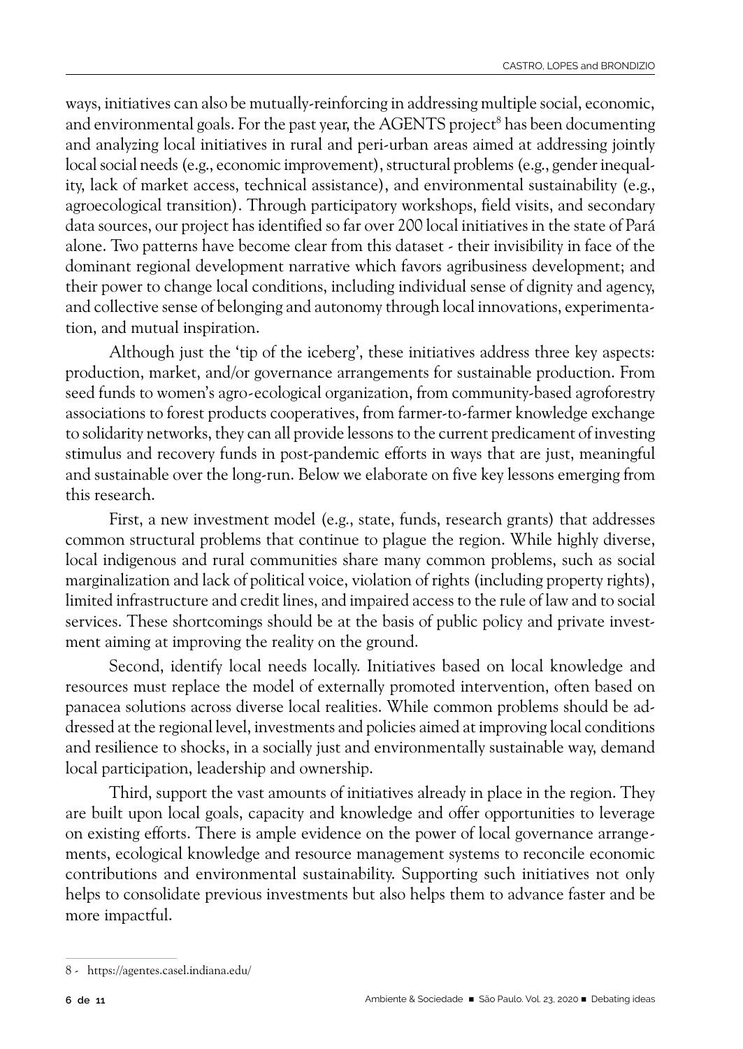ways, initiatives can also be mutually-reinforcing in addressing multiple social, economic, and environmental goals. For the past year, the AGENTS project[8] has been documenting and analyzing local initiatives in rural and peri-urban areas aimed at addressing jointly local social needs (e.g., economic improvement), structural problems (e.g., gender inequality, lack of market access, technical assistance), and environmental sustainability (e.g., agroecological transition). Through participatory workshops, field visits, and secondary data sources, our project has identified so far over 200 local initiatives in the state of Pará alone. Two patterns have become clear from this dataset - their invisibility in face of the dominant regional development narrative which favors agribusiness development; and their power to change local conditions, including individual sense of dignity and agency, and collective sense of belonging and autonomy through local innovations, experimentation, and mutual inspiration.

Although just the 'tip of the iceberg', these initiatives address three key aspects: production, market, and/or governance arrangements for sustainable production. From seed funds to women's agro-ecological organization, from community-based agroforestry associations to forest products cooperatives, from farmer-to-farmer knowledge exchange to solidarity networks, they can all provide lessons to the current predicament of investing stimulus and recovery funds in post-pandemic efforts in ways that are just, meaningful and sustainable over the long-run. Below we elaborate on five key lessons emerging from this research.

First, a new investment model (e.g., state, funds, research grants) that addresses common structural problems that continue to plague the region. While highly diverse, local indigenous and rural communities share many common problems, such as social marginalization and lack of political voice, violation of rights (including property rights), limited infrastructure and credit lines, and impaired access to the rule of law and to social services. These shortcomings should be at the basis of public policy and private investment aiming at improving the reality on the ground.

Second, identify local needs locally. Initiatives based on local knowledge and resources must replace the model of externally promoted intervention, often based on panacea solutions across diverse local realities. While common problems should be addressed at the regional level, investments and policies aimed at improving local conditions and resilience to shocks, in a socially just and environmentally sustainable way, demand local participation, leadership and ownership.

Third, support the vast amounts of initiatives already in place in the region. They are built upon local goals, capacity and knowledge and offer opportunities to leverage on existing efforts. There is ample evidence on the power of local governance arrangements, ecological knowledge and resource management systems to reconcile economic contributions and environmental sustainability. Supporting such initiatives not only helps to consolidate previous investments but also helps them to advance faster and be more impactful.

---

8 - https://agentes.casel.indiana.edu/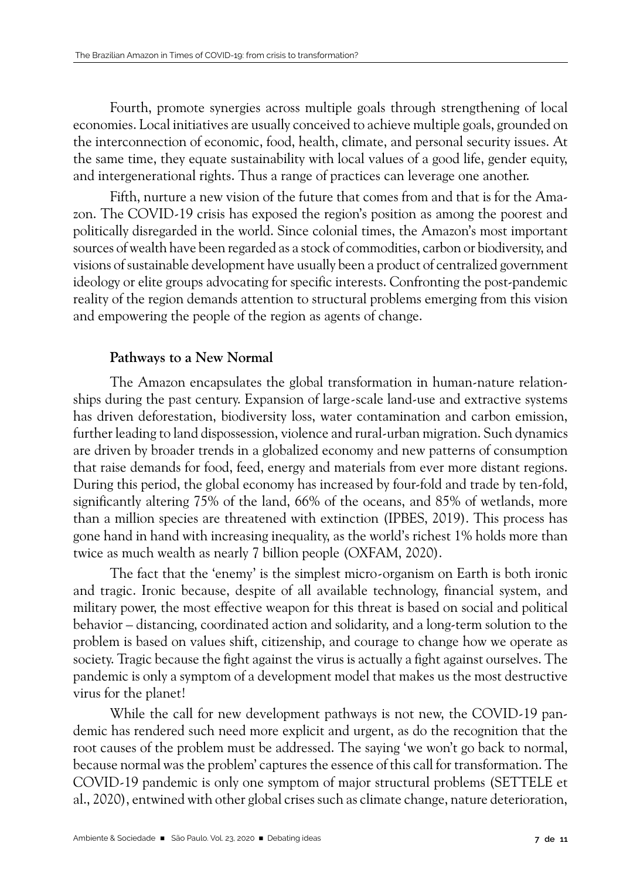Fourth, promote synergies across multiple goals through strengthening of local economies. Local initiatives are usually conceived to achieve multiple goals, grounded on the interconnection of economic, food, health, climate, and personal security issues. At the same time, they equate sustainability with local values of a good life, gender equity, and intergenerational rights. Thus a range of practices can leverage one another.

Fifth, nurture a new vision of the future that comes from and that is for the Amazon. The COVID-19 crisis has exposed the region's position as among the poorest and politically disregarded in the world. Since colonial times, the Amazon's most important sources of wealth have been regarded as a stock of commodities, carbon or biodiversity, and visions of sustainable development have usually been a product of centralized government ideology or elite groups advocating for specific interests. Confronting the post-pandemic reality of the region demands attention to structural problems emerging from this vision and empowering the people of the region as agents of change.

## Pathways to a New Normal

The Amazon encapsulates the global transformation in human-nature relationships during the past century. Expansion of large-scale land-use and extractive systems has driven deforestation, biodiversity loss, water contamination and carbon emission, further leading to land dispossession, violence and rural-urban migration. Such dynamics are driven by broader trends in a globalized economy and new patterns of consumption that raise demands for food, feed, energy and materials from ever more distant regions. During this period, the global economy has increased by four-fold and trade by ten-fold, significantly altering 75% of the land, 66% of the oceans, and 85% of wetlands, more than a million species are threatened with extinction (IPBES, 2019). This process has gone hand in hand with increasing inequality, as the world's richest 1% holds more than twice as much wealth as nearly 7 billion people (OXFAM, 2020).

The fact that the 'enemy' is the simplest micro-organism on Earth is both ironic and tragic. Ironic because, despite of all available technology, financial system, and military power, the most effective weapon for this threat is based on social and political behavior – distancing, coordinated action and solidarity, and a long-term solution to the problem is based on values shift, citizenship, and courage to change how we operate as society. Tragic because the fight against the virus is actually a fight against ourselves. The pandemic is only a symptom of a development model that makes us the most destructive virus for the planet!

While the call for new development pathways is not new, the COVID-19 pandemic has rendered such need more explicit and urgent, as do the recognition that the root causes of the problem must be addressed. The saying 'we won't go back to normal, because normal was the problem' captures the essence of this call for transformation. The COVID-19 pandemic is only one symptom of major structural problems (SETTELE et al., 2020), entwined with other global crises such as climate change, nature deterioration,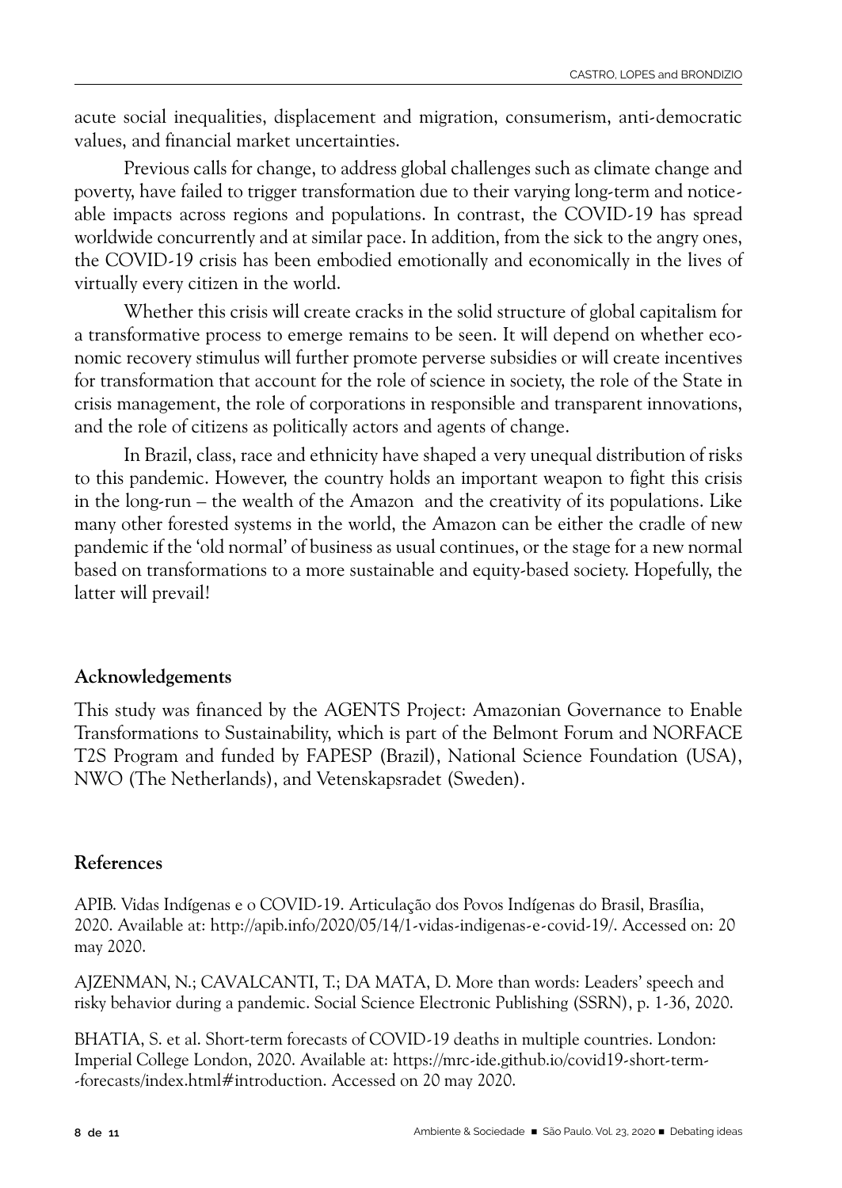acute social inequalities, displacement and migration, consumerism, anti-democratic values, and financial market uncertainties.

Previous calls for change, to address global challenges such as climate change and poverty, have failed to trigger transformation due to their varying long-term and noticeable impacts across regions and populations. In contrast, the COVID-19 has spread worldwide concurrently and at similar pace. In addition, from the sick to the angry ones, the COVID-19 crisis has been embodied emotionally and economically in the lives of virtually every citizen in the world.

Whether this crisis will create cracks in the solid structure of global capitalism for a transformative process to emerge remains to be seen. It will depend on whether economic recovery stimulus will further promote perverse subsidies or will create incentives for transformation that account for the role of science in society, the role of the State in crisis management, the role of corporations in responsible and transparent innovations, and the role of citizens as politically actors and agents of change.

In Brazil, class, race and ethnicity have shaped a very unequal distribution of risks to this pandemic. However, the country holds an important weapon to fight this crisis in the long-run – the wealth of the Amazon and the creativity of its populations. Like many other forested systems in the world, the Amazon can be either the cradle of new pandemic if the 'old normal' of business as usual continues, or the stage for a new normal based on transformations to a more sustainable and equity-based society. Hopefully, the latter will prevail!

## Acknowledgements

This study was financed by the AGENTS Project: Amazonian Governance to Enable Transformations to Sustainability, which is part of the Belmont Forum and NORFACE T2S Program and funded by FAPESP (Brazil), National Science Foundation (USA), NWO (The Netherlands), and Vetenskapsradet (Sweden).

## References

APIB. Vidas Indígenas e o COVID-19. Articulação dos Povos Indígenas do Brasil, Brasília, 2020. Available at: http://apib.info/2020/05/14/1-vidas-indigenas-e-covid-19/. Accessed on: 20 may 2020.

AJZENMAN, N.; CAVALCANTI, T.; DA MATA, D. More than words: Leaders' speech and risky behavior during a pandemic. Social Science Electronic Publishing (SSRN), p. 1-36, 2020.

BHATIA, S. et al. Short-term forecasts of COVID-19 deaths in multiple countries. London: Imperial College London, 2020. Available at: https://mrc-ide.github.io/covid19-short-term--forecasts/index.html#introduction. Accessed on 20 may 2020.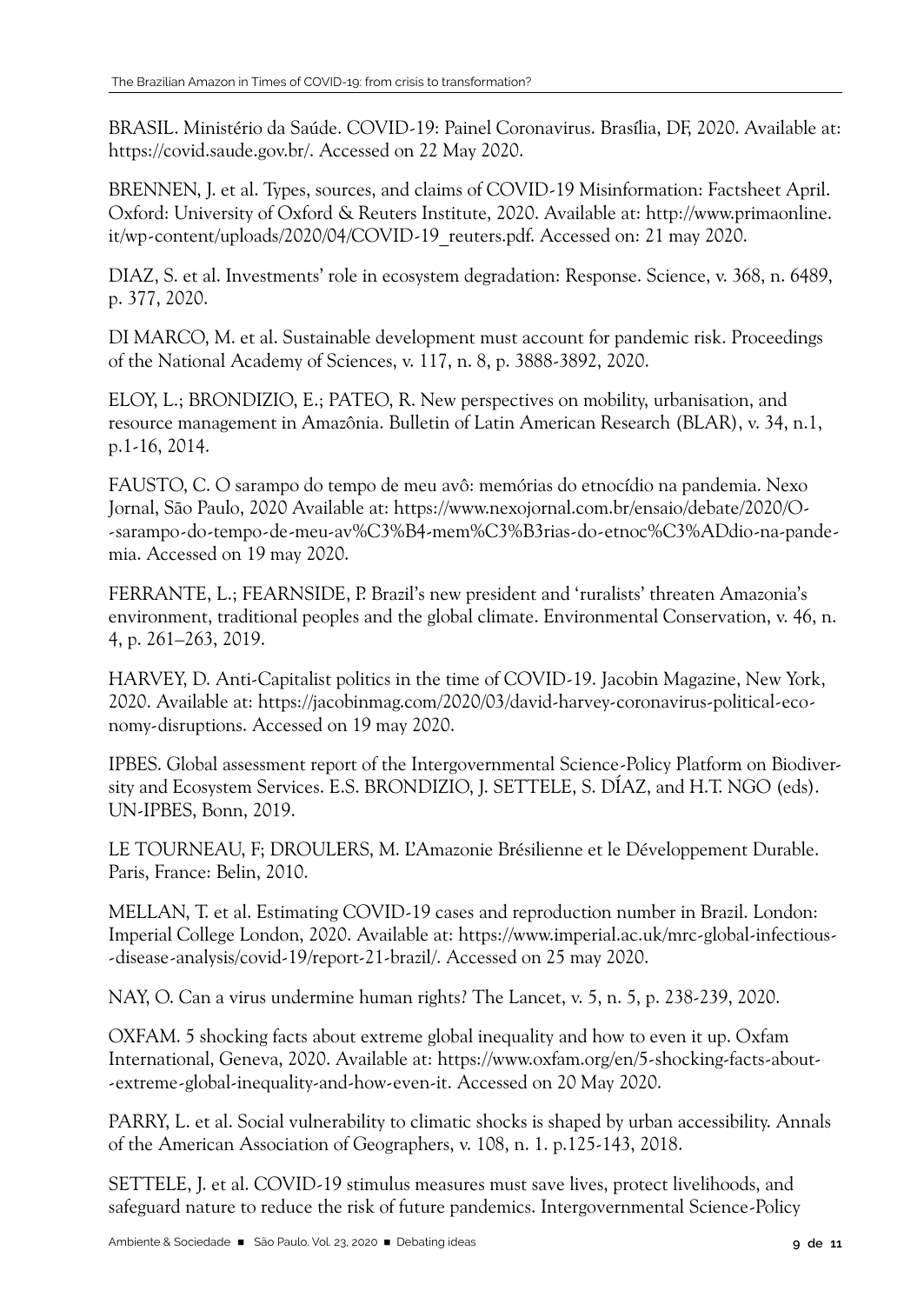BRASIL. Ministério da Saúde. COVID-19: Painel Coronavirus. Brasília, DF, 2020. Available at: https://covid.saude.gov.br/. Accessed on 22 May 2020.

BRENNEN, J. et al. Types, sources, and claims of COVID-19 Misinformation: Factsheet April. Oxford: University of Oxford & Reuters Institute, 2020. Available at: http://www.primaonline.it/wp-content/uploads/2020/04/COVID-19_reuters.pdf. Accessed on: 21 may 2020.

DIAZ, S. et al. Investments' role in ecosystem degradation: Response. Science, v. 368, n. 6489, p. 377, 2020.

DI MARCO, M. et al. Sustainable development must account for pandemic risk. Proceedings of the National Academy of Sciences, v. 117, n. 8, p. 3888-3892, 2020.

ELOY, L.; BRONDIZIO, E.; PATEO, R. New perspectives on mobility, urbanisation, and resource management in Amazônia. Bulletin of Latin American Research (BLAR), v. 34, n.1, p.1-16, 2014.

FAUSTO, C. O sarampo do tempo de meu avô: memórias do etnocídio na pandemia. Nexo Jornal, São Paulo, 2020 Available at: https://www.nexojornal.com.br/ensaio/debate/2020/O--sarampo-do-tempo-de-meu-av%C3%B4-mem%C3%B3rias-do-etnoc%C3%ADdio-na-pandemia. Accessed on 19 may 2020.

FERRANTE, L.; FEARNSIDE, P. Brazil's new president and 'ruralists' threaten Amazonia's environment, traditional peoples and the global climate. Environmental Conservation, v. 46, n. 4, p. 261–263, 2019.

HARVEY, D. Anti-Capitalist politics in the time of COVID-19. Jacobin Magazine, New York, 2020. Available at: https://jacobinmag.com/2020/03/david-harvey-coronavirus-political-economy-disruptions. Accessed on 19 may 2020.

IPBES. Global assessment report of the Intergovernmental Science-Policy Platform on Biodiversity and Ecosystem Services. E.S. BRONDIZIO, J. SETTELE, S. DÍAZ, and H.T. NGO (eds). UN-IPBES, Bonn, 2019.

LE TOURNEAU, F; DROULERS, M. L'Amazonie Brésilienne et le Développement Durable. Paris, France: Belin, 2010.

MELLAN, T. et al. Estimating COVID-19 cases and reproduction number in Brazil. London: Imperial College London, 2020. Available at: https://www.imperial.ac.uk/mrc-global-infectious--disease-analysis/covid-19/report-21-brazil/. Accessed on 25 may 2020.

NAY, O. Can a virus undermine human rights? The Lancet, v. 5, n. 5, p. 238-239, 2020.

OXFAM. 5 shocking facts about extreme global inequality and how to even it up. Oxfam International, Geneva, 2020. Available at: https://www.oxfam.org/en/5-shocking-facts-about--extreme-global-inequality-and-how-even-it. Accessed on 20 May 2020.

PARRY, L. et al. Social vulnerability to climatic shocks is shaped by urban accessibility. Annals of the American Association of Geographers, v. 108, n. 1. p.125-143, 2018.

SETTELE, J. et al. COVID-19 stimulus measures must save lives, protect livelihoods, and safeguard nature to reduce the risk of future pandemics. Intergovernmental Science-Policy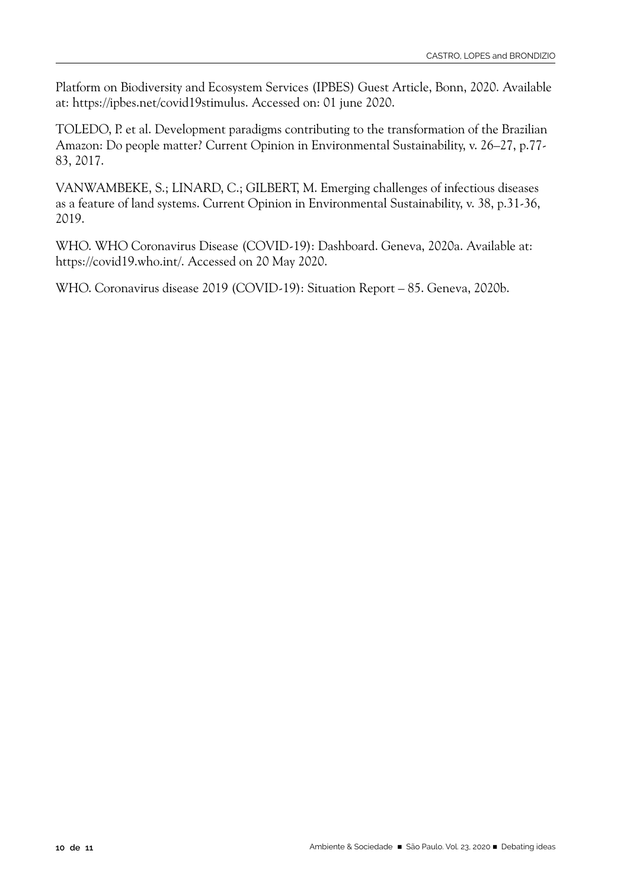Platform on Biodiversity and Ecosystem Services (IPBES) Guest Article, Bonn, 2020. Available at: https://ipbes.net/covid19stimulus. Accessed on: 01 june 2020.

TOLEDO, P. et al. Development paradigms contributing to the transformation of the Brazilian Amazon: Do people matter? Current Opinion in Environmental Sustainability, v. 26–27, p.77-83, 2017.

VANWAMBEKE, S.; LINARD, C.; GILBERT, M. Emerging challenges of infectious diseases as a feature of land systems. Current Opinion in Environmental Sustainability, v. 38, p.31-36, 2019.

WHO. WHO Coronavirus Disease (COVID-19): Dashboard. Geneva, 2020a. Available at: https://covid19.who.int/. Accessed on 20 May 2020.

WHO. Coronavirus disease 2019 (COVID-19): Situation Report – 85. Geneva, 2020b.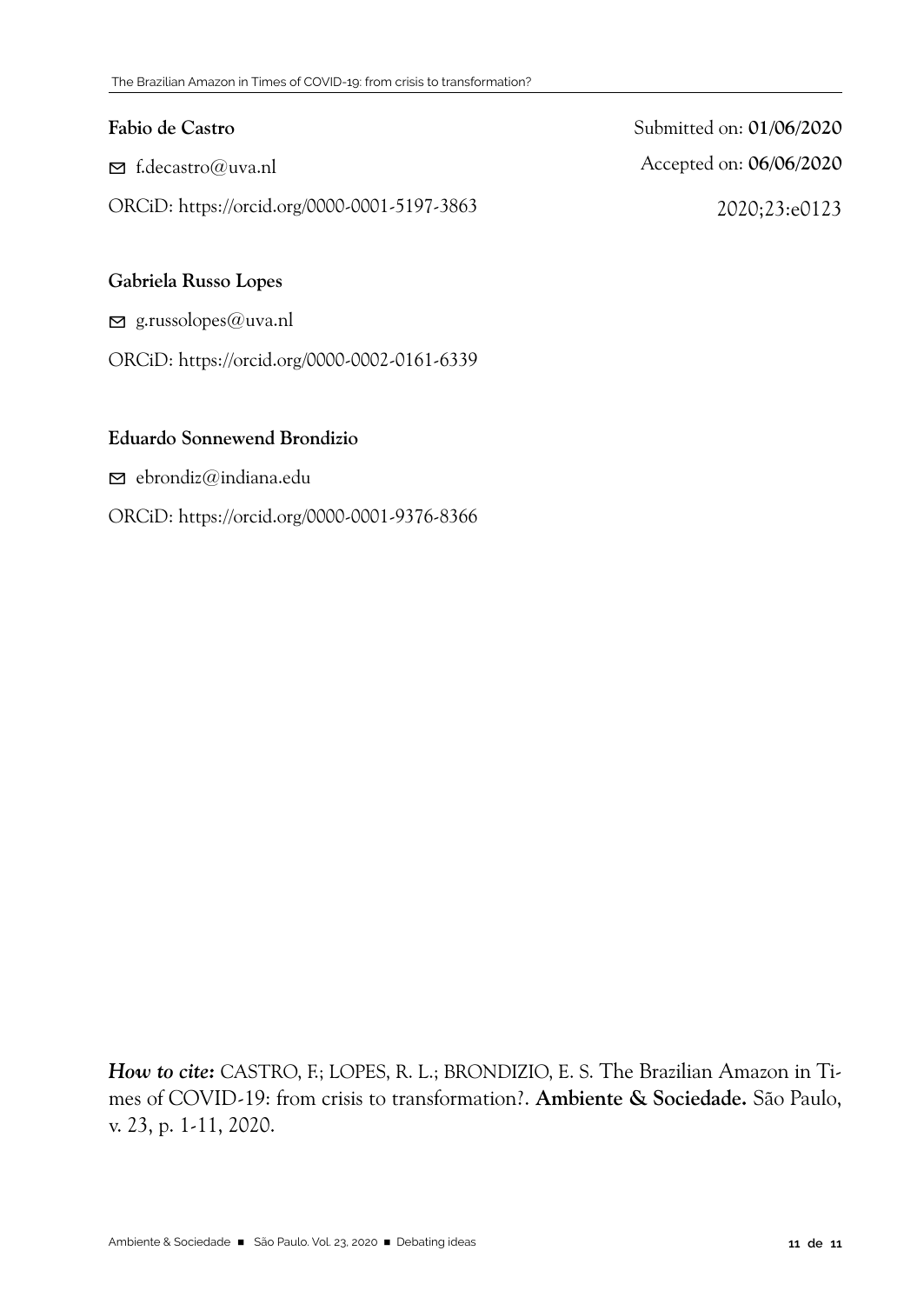**Fabio de Castro**

✉ f.decastro@uva.nl

ORCiD: https://orcid.org/0000-0001-5197-3863

Submitted on: **01/06/2020**

Accepted on: **06/06/2020**

2020;23:e0123

**Gabriela Russo Lopes**

✉ g.russolopes@uva.nl

ORCiD: https://orcid.org/0000-0002-0161-6339

**Eduardo Sonnewend Brondizio**

✉ ebrondiz@indiana.edu

ORCiD: https://orcid.org/0000-0001-9376-8366

***How to cite:*** CASTRO, F.; LOPES, R. L.; BRONDIZIO, E. S. The Brazilian Amazon in Times of COVID-19: from crisis to transformation?. **Ambiente & Sociedade.** São Paulo, v. 23, p. 1-11, 2020.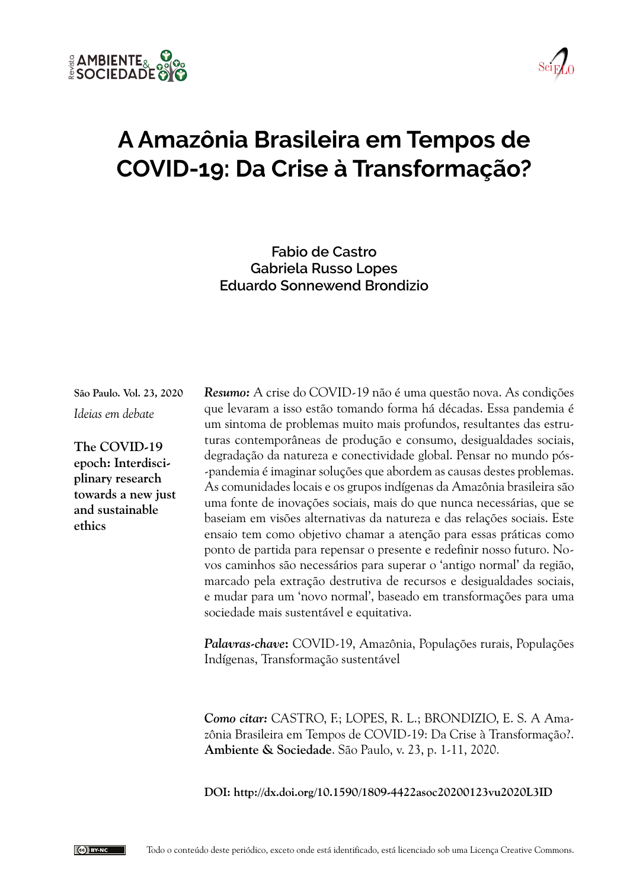# A Amazônia Brasileira em Tempos de COVID-19: Da Crise à Transformação?

**Fabio de Castro**
**Gabriela Russo Lopes**
**Eduardo Sonnewend Brondizio**

São Paulo. Vol. 23, 2020

*Ideias em debate*

**The COVID-19 epoch: Interdisciplinary research towards a new just and sustainable ethics**

***Resumo:*** A crise do COVID-19 não é uma questão nova. As condições que levaram a isso estão tomando forma há décadas. Essa pandemia é um sintoma de problemas muito mais profundos, resultantes das estruturas contemporâneas de produção e consumo, desigualdades sociais, degradação da natureza e conectividade global. Pensar no mundo pós-pandemia é imaginar soluções que abordem as causas destes problemas. As comunidades locais e os grupos indígenas da Amazônia brasileira são uma fonte de inovações sociais, mais do que nunca necessárias, que se baseiam em visões alternativas da natureza e das relações sociais. Este ensaio tem como objetivo chamar a atenção para essas práticas como ponto de partida para repensar o presente e redefinir nosso futuro. Novos caminhos são necessários para superar o 'antigo normal' da região, marcado pela extração destrutiva de recursos e desigualdades sociais, e mudar para um 'novo normal', baseado em transformações para uma sociedade mais sustentável e equitativa.

***Palavras-chave*:** COVID-19, Amazônia, Populações rurais, Populações Indígenas, Transformação sustentável

***Como citar:*** CASTRO, F.; LOPES, R. L.; BRONDIZIO, E. S. A Amazônia Brasileira em Tempos de COVID-19: Da Crise à Transformação?. **Ambiente & Sociedade**. São Paulo, v. 23, p. 1-11, 2020.

**DOI: http://dx.doi.org/10.1590/1809-4422asoc20200123vu2020L3ID**

Todo o conteúdo deste periódico, exceto onde está identificado, está licenciado sob uma Licença Creative Commons.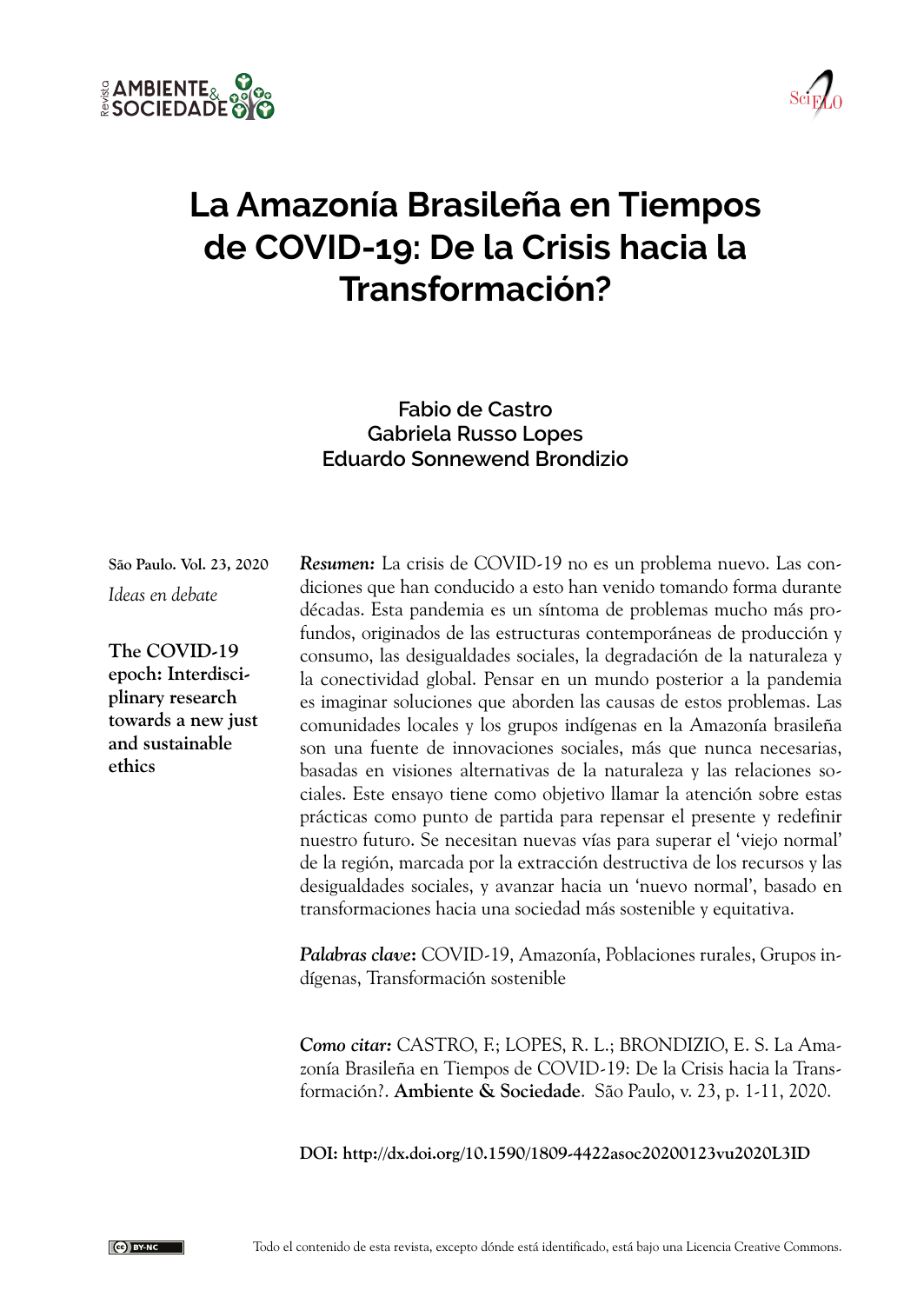# La Amazonía Brasileña en Tiempos de COVID-19: De la Crisis hacia la Transformación?

**Fabio de Castro**
**Gabriela Russo Lopes**
**Eduardo Sonnewend Brondizio**

São Paulo. Vol. 23, 2020

*Ideas en debate*

**The COVID-19 epoch: Interdisciplinary research towards a new just and sustainable ethics**

***Resumen:*** La crisis de COVID-19 no es un problema nuevo. Las condiciones que han conducido a esto han venido tomando forma durante décadas. Esta pandemia es un síntoma de problemas mucho más profundos, originados de las estructuras contemporáneas de producción y consumo, las desigualdades sociales, la degradación de la naturaleza y la conectividad global. Pensar en un mundo posterior a la pandemia es imaginar soluciones que aborden las causas de estos problemas. Las comunidades locales y los grupos indígenas en la Amazonía brasileña son una fuente de innovaciones sociales, más que nunca necesarias, basadas en visiones alternativas de la naturaleza y las relaciones sociales. Este ensayo tiene como objetivo llamar la atención sobre estas prácticas como punto de partida para repensar el presente y redefinir nuestro futuro. Se necesitan nuevas vías para superar el 'viejo normal' de la región, marcada por la extracción destructiva de los recursos y las desigualdades sociales, y avanzar hacia un 'nuevo normal', basado en transformaciones hacia una sociedad más sostenible y equitativa.

***Palabras clave*:** COVID-19, Amazonía, Poblaciones rurales, Grupos indígenas, Transformación sostenible

***Como citar:*** CASTRO, F.; LOPES, R. L.; BRONDIZIO, E. S. La Amazonía Brasileña en Tiempos de COVID-19: De la Crisis hacia la Transformación?. **Ambiente & Sociedade**. São Paulo, v. 23, p. 1-11, 2020.

**DOI: http://dx.doi.org/10.1590/1809-4422asoc20200123vu2020L3ID**

Todo el contenido de esta revista, excepto dónde está identificado, está bajo una Licencia Creative Commons.